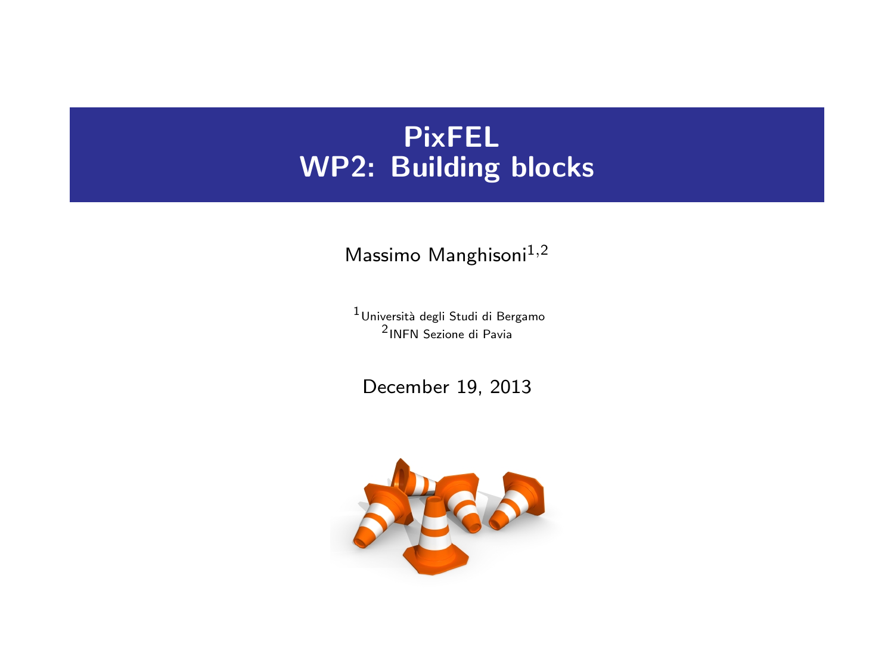# PixFEL
# WP2: Building blocks

Massimo Manghisoni[1,2]

[1]Università degli Studi di Bergamo
[2]INFN Sezione di Pavia

December 19, 2013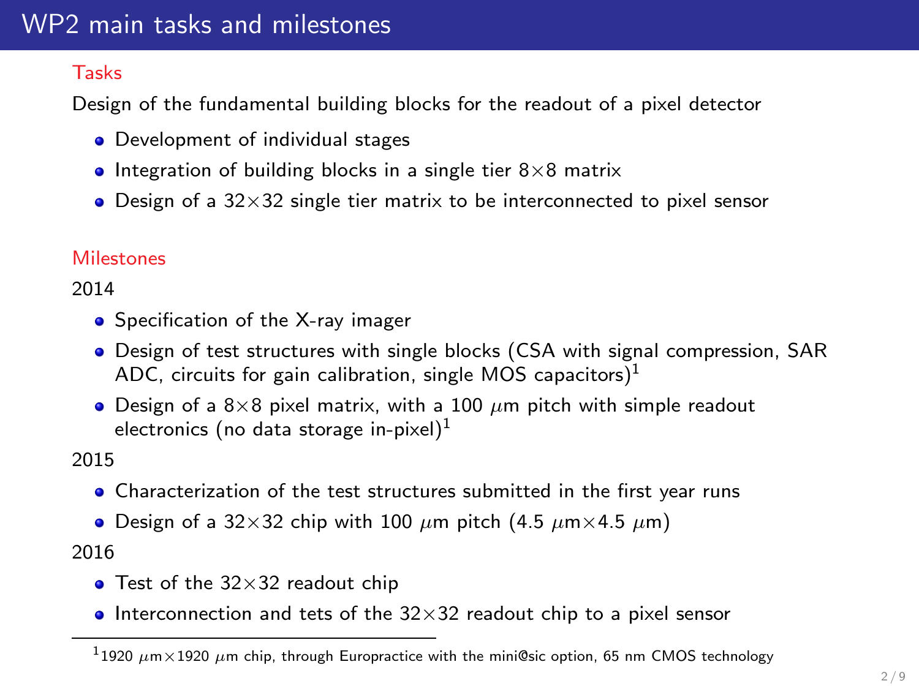# WP2 main tasks and milestones

## Tasks

Design of the fundamental building blocks for the readout of a pixel detector

- Development of individual stages
- Integration of building blocks in a single tier 8×8 matrix
- Design of a 32×32 single tier matrix to be interconnected to pixel sensor

## Milestones

2014

- Specification of the X-ray imager
- Design of test structures with single blocks (CSA with signal compression, SAR ADC, circuits for gain calibration, single MOS capacitors)[1]
- Design of a 8×8 pixel matrix, with a 100 $\mu$m pitch with simple readout electronics (no data storage in-pixel)[1]

2015

- Characterization of the test structures submitted in the first year runs
- Design of a 32×32 chip with 100 $\mu$m pitch (4.5 $\mu$m×4.5 $\mu$m)

2016

- Test of the 32×32 readout chip
- Interconnection and tets of the 32×32 readout chip to a pixel sensor

---

[1] 1920 $\mu$m×1920 $\mu$m chip, through Europractice with the mini@sic option, 65 nm CMOS technology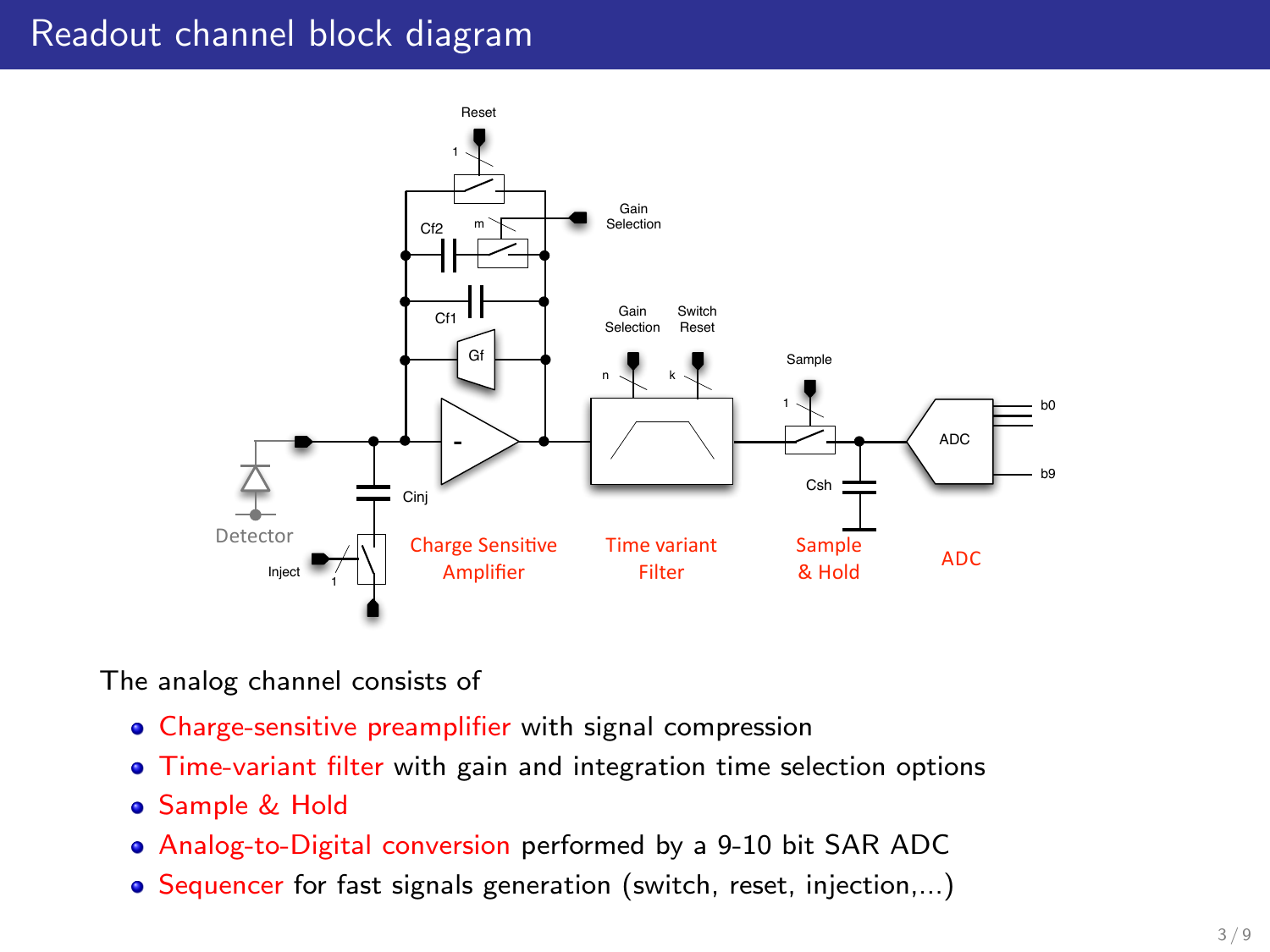# Readout channel block diagram

The analog channel consists of

- Charge-sensitive preamplifier with signal compression
- Time-variant filter with gain and integration time selection options
- Sample & Hold
- Analog-to-Digital conversion performed by a 9-10 bit SAR ADC
- Sequencer for fast signals generation (switch, reset, injection,...)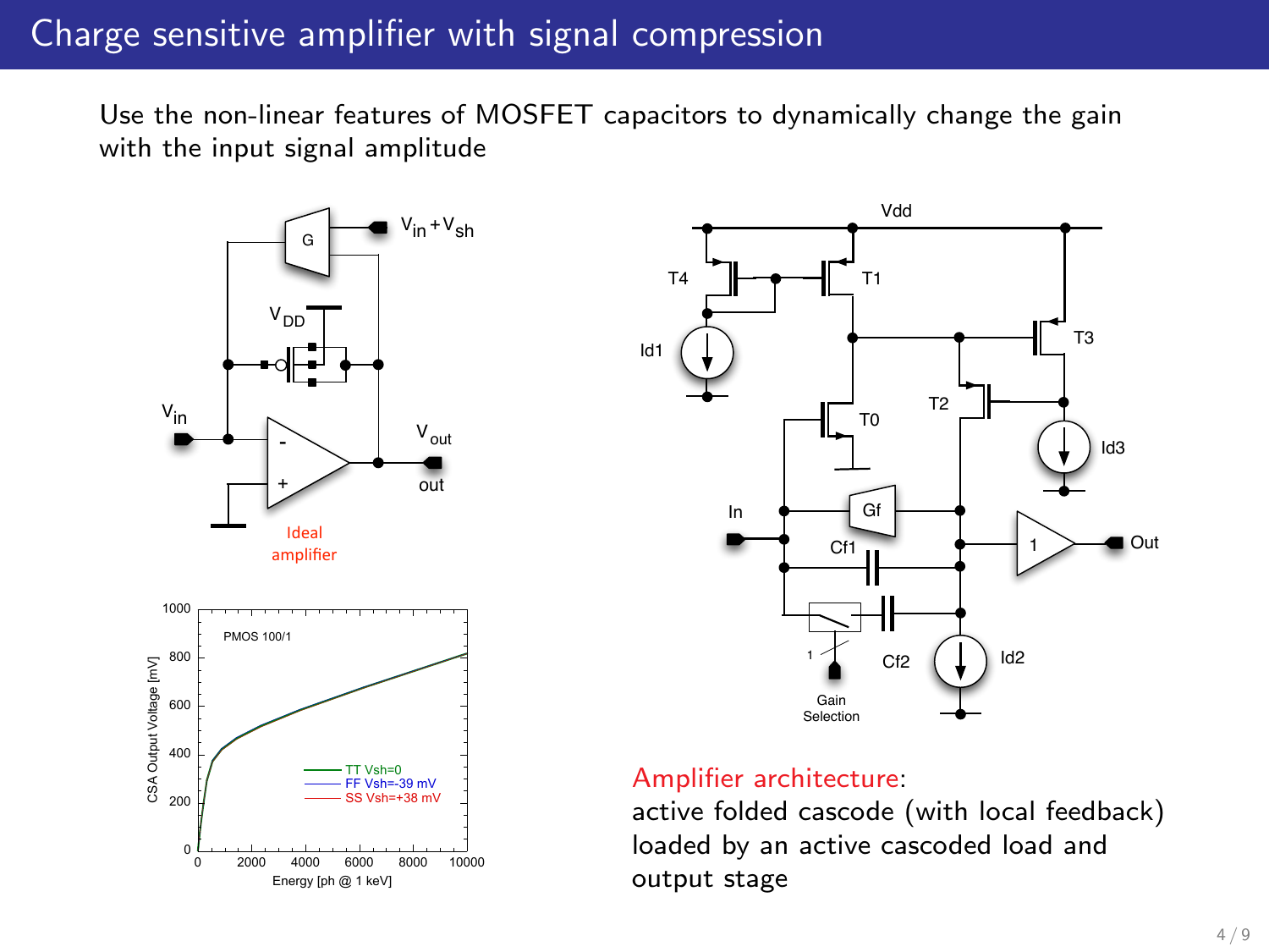# Charge sensitive amplifier with signal compression

Use the non-linear features of MOSFET capacitors to dynamically change the gain with the input signal amplitude

Amplifier architecture:
active folded cascode (with local feedback) loaded by an active cascoded load and output stage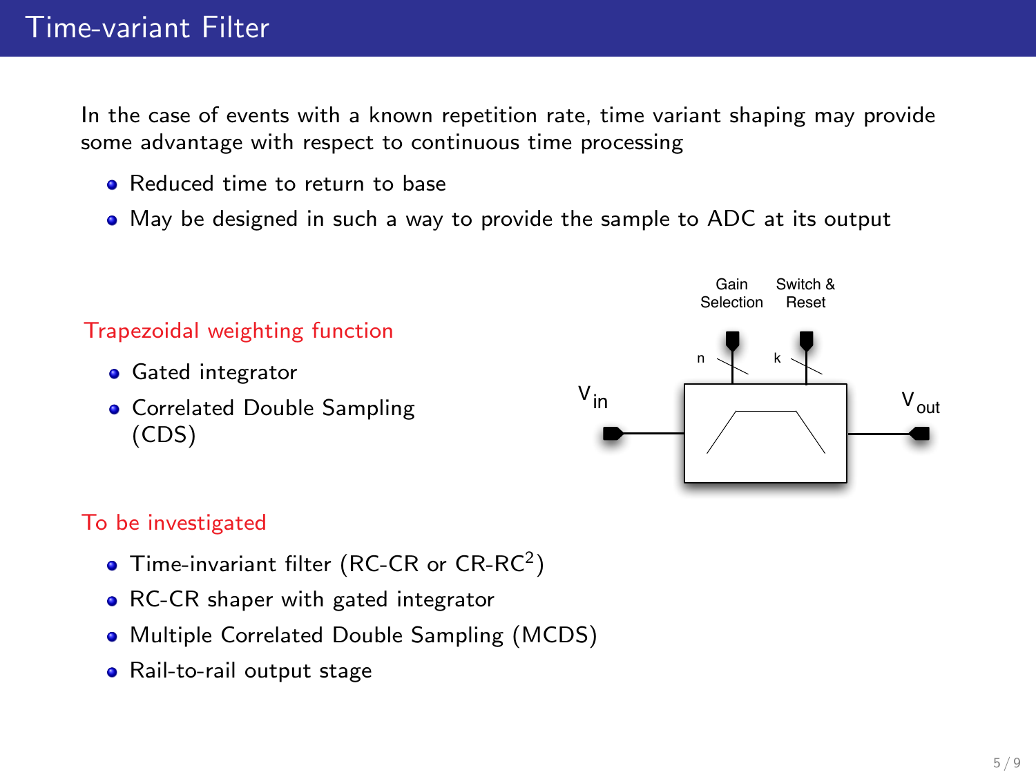# Time-variant Filter

In the case of events with a known repetition rate, time variant shaping may provide some advantage with respect to continuous time processing

- Reduced time to return to base
- May be designed in such a way to provide the sample to ADC at its output

Trapezoidal weighting function

- Gated integrator
- Correlated Double Sampling (CDS)

Gain Selection

Switch & Reset

n

k

$V_{in}$

$V_{out}$

To be investigated

- Time-invariant filter (RC-CR or CR-RC$^2$)
- RC-CR shaper with gated integrator
- Multiple Correlated Double Sampling (MCDS)
- Rail-to-rail output stage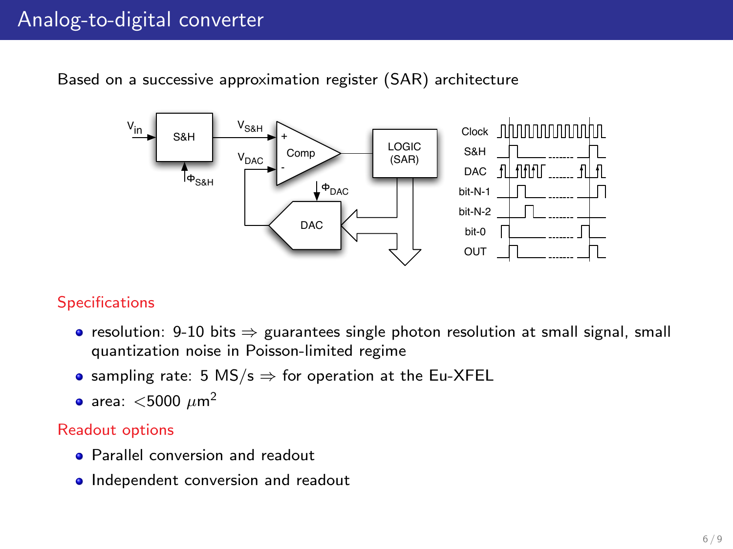# Analog-to-digital converter

Based on a successive approximation register (SAR) architecture

## Specifications

- resolution: 9-10 bits ⇒ guarantees single photon resolution at small signal, small quantization noise in Poisson-limited regime
- sampling rate: 5 MS/s ⇒ for operation at the Eu-XFEL
- area: $<$5000 $\mu$m$^2$

## Readout options

- Parallel conversion and readout
- Independent conversion and readout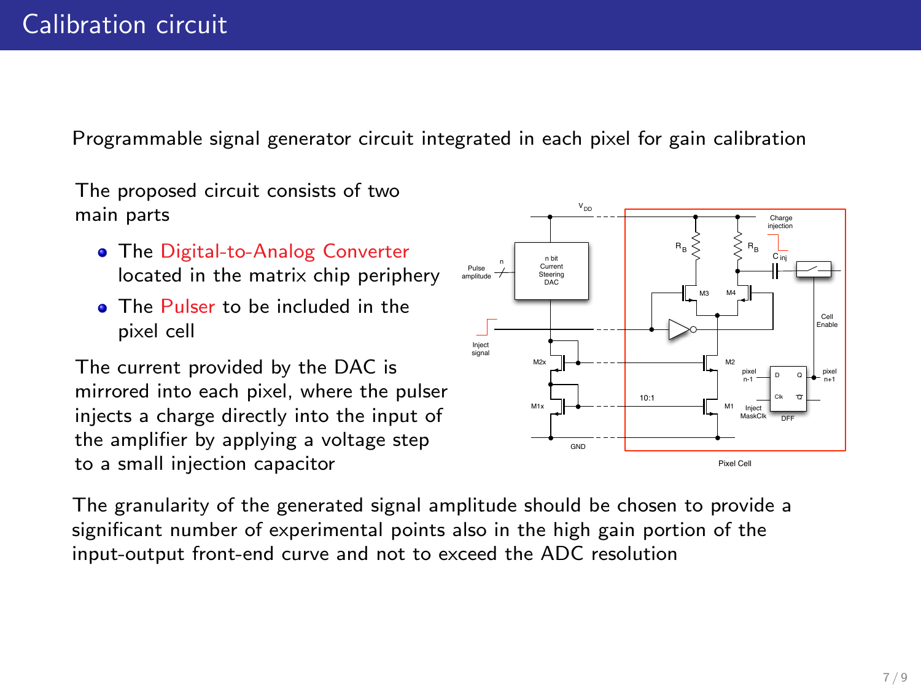# Calibration circuit

Programmable signal generator circuit integrated in each pixel for gain calibration

The proposed circuit consists of two main parts

- The Digital-to-Analog Converter located in the matrix chip periphery
- The Pulser to be included in the pixel cell

The current provided by the DAC is mirrored into each pixel, where the pulser injects a charge directly into the input of the amplifier by applying a voltage step to a small injection capacitor

The granularity of the generated signal amplitude should be chosen to provide a significant number of experimental points also in the high gain portion of the input-output front-end curve and not to exceed the ADC resolution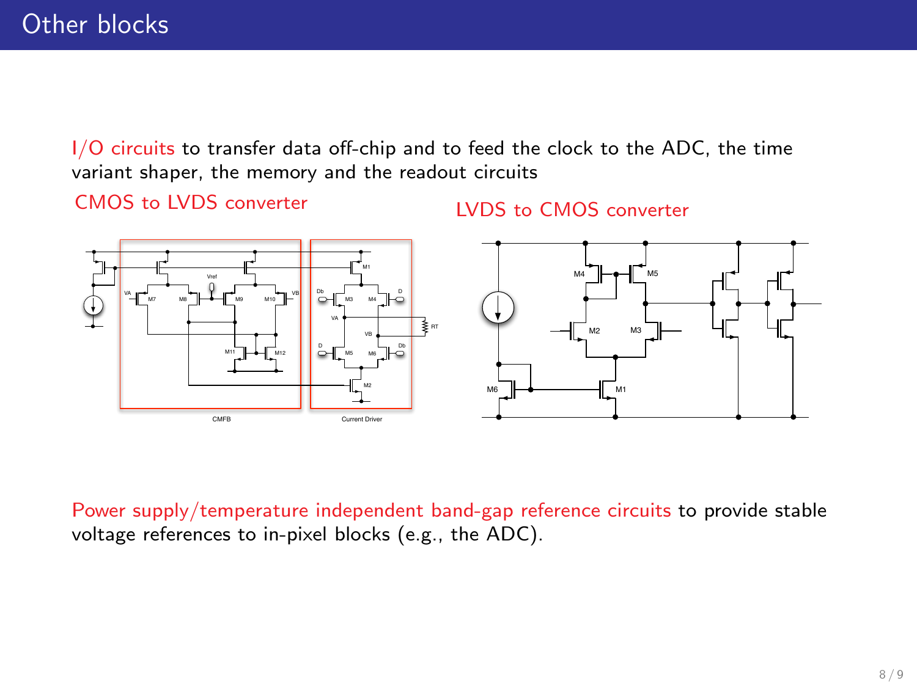# Other blocks

I/O circuits to transfer data off-chip and to feed the clock to the ADC, the time variant shaper, the memory and the readout circuits

CMOS to LVDS converter

LVDS to CMOS converter

Power supply/temperature independent band-gap reference circuits to provide stable voltage references to in-pixel blocks (e.g., the ADC).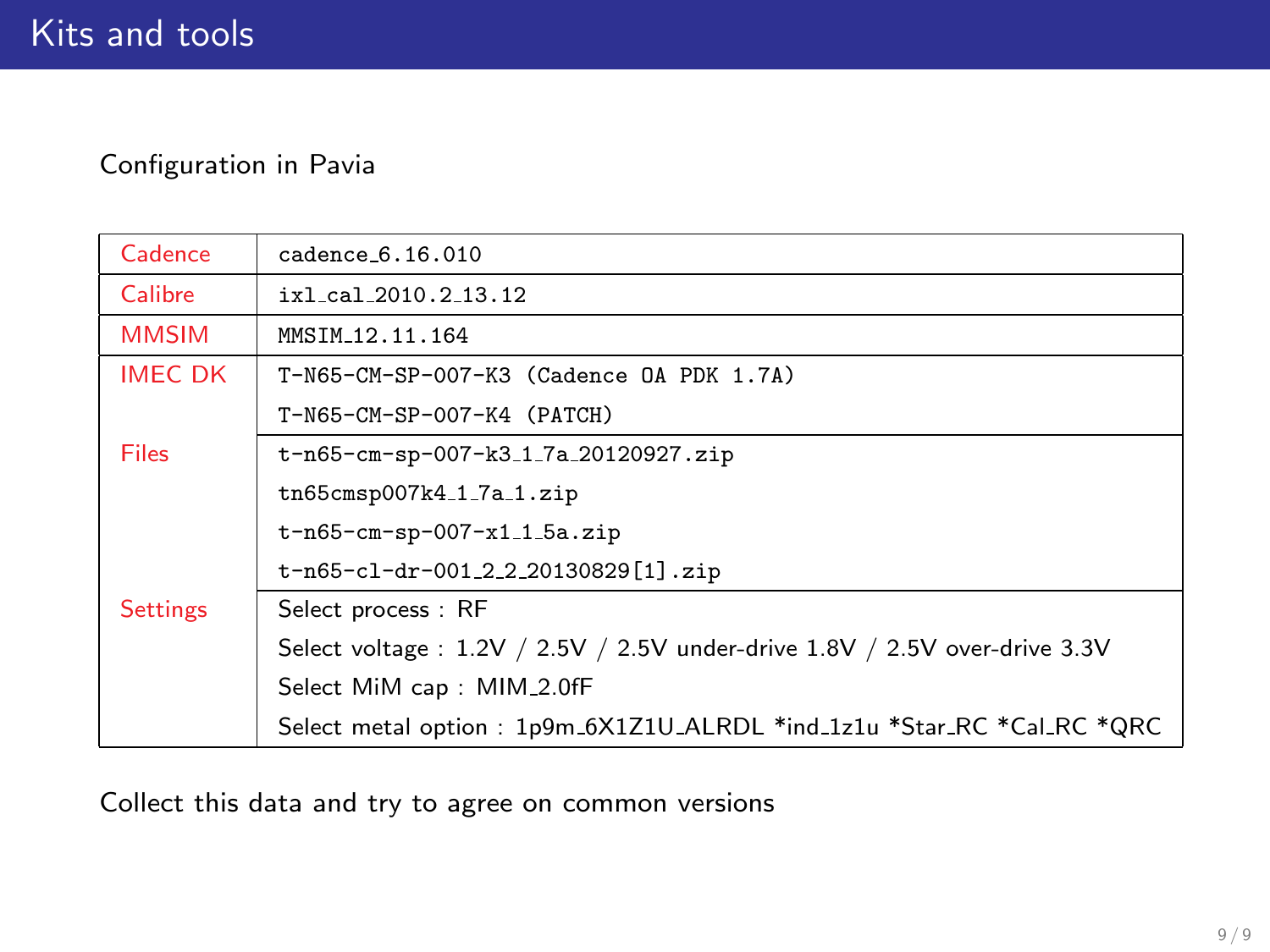# Kits and tools

Configuration in Pavia

| | |
|---|---|
| Cadence | cadence_6.16.010 |
| Calibre | ixl_cal_2010.2_13.12 |
| MMSIM | MMSIM_12.11.164 |
| IMEC DK | T-N65-CM-SP-007-K3 (Cadence OA PDK 1.7A) |
| | T-N65-CM-SP-007-K4 (PATCH) |
| Files | t-n65-cm-sp-007-k3_1_7a_20120927.zip |
| | tn65cmsp007k4_1_7a_1.zip |
| | t-n65-cm-sp-007-x1_1_5a.zip |
| | t-n65-cl-dr-001_2_2_20130829[1].zip |
| Settings | Select process : RF |
| | Select voltage : 1.2V / 2.5V / 2.5V under-drive 1.8V / 2.5V over-drive 3.3V |
| | Select MiM cap : MIM_2.0fF |
| | Select metal option : 1p9m_6X1Z1U_ALRDL *ind_1z1u *Star_RC *Cal_RC *QRC |

Collect this data and try to agree on common versions